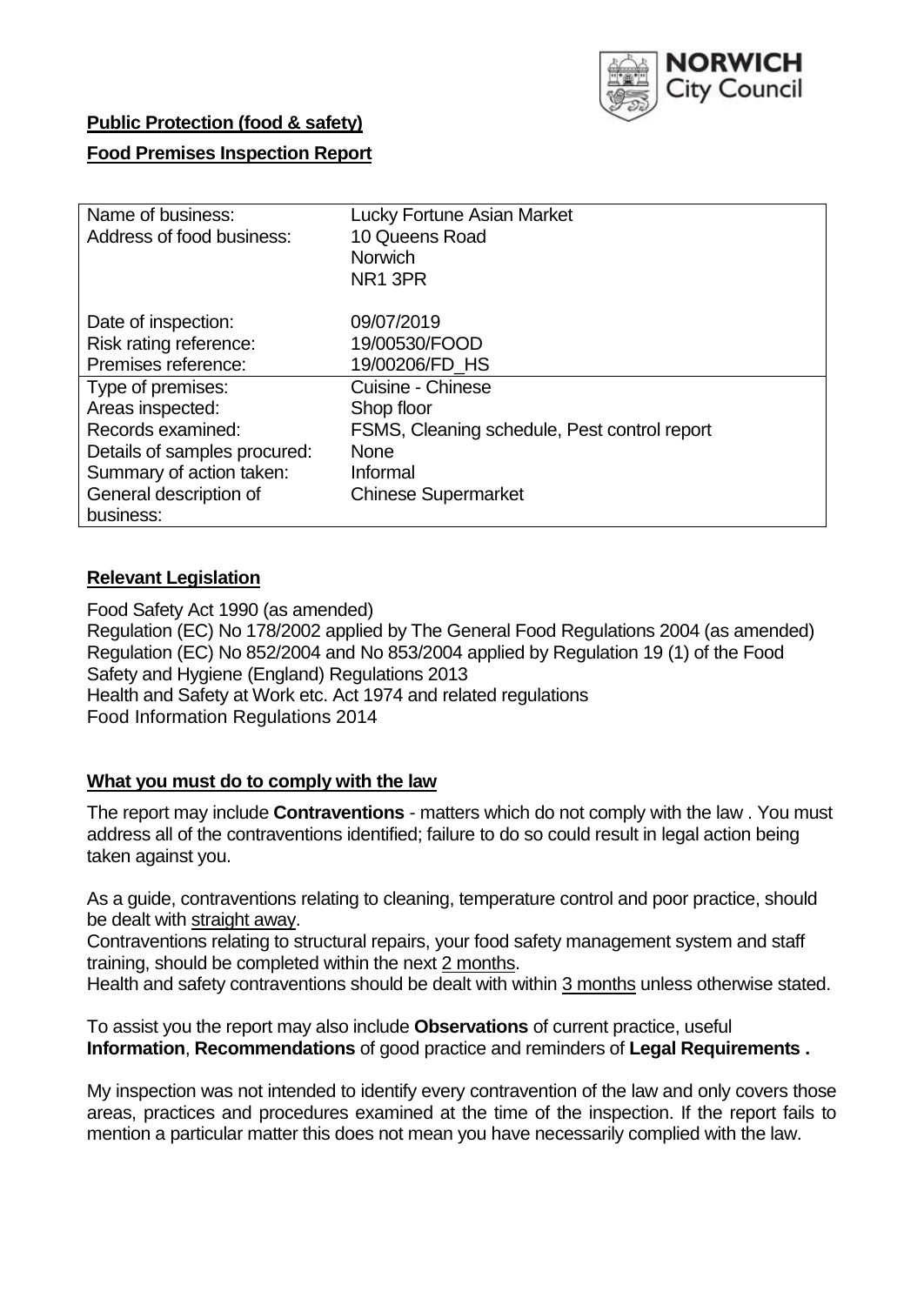NORWICH City Council

**Public Protection (food & safety)**

**Food Premises Inspection Report**

| Name of business: | Lucky Fortune Asian Market |
|---|---|
| Address of food business: | 10 Queens Road<br>Norwich<br>NR1 3PR |
| Date of inspection: | 09/07/2019 |
| Risk rating reference: | 19/00530/FOOD |
| Premises reference: | 19/00206/FD_HS |
| Type of premises: | Cuisine - Chinese |
| Areas inspected: | Shop floor |
| Records examined: | FSMS, Cleaning schedule, Pest control report |
| Details of samples procured: | None |
| Summary of action taken: | Informal |
| General description of business: | Chinese Supermarket |

## **Relevant Legislation**

Food Safety Act 1990 (as amended)
Regulation (EC) No 178/2002 applied by The General Food Regulations 2004 (as amended)
Regulation (EC) No 852/2004 and No 853/2004 applied by Regulation 19 (1) of the Food Safety and Hygiene (England) Regulations 2013
Health and Safety at Work etc. Act 1974 and related regulations
Food Information Regulations 2014

## **What you must do to comply with the law**

The report may include **Contraventions** - matters which do not comply with the law . You must address all of the contraventions identified; failure to do so could result in legal action being taken against you.

As a guide, contraventions relating to cleaning, temperature control and poor practice, should be dealt with straight away.
Contraventions relating to structural repairs, your food safety management system and staff training, should be completed within the next 2 months.
Health and safety contraventions should be dealt with within 3 months unless otherwise stated.

To assist you the report may also include **Observations** of current practice, useful **Information**, **Recommendations** of good practice and reminders of **Legal Requirements .**

My inspection was not intended to identify every contravention of the law and only covers those areas, practices and procedures examined at the time of the inspection. If the report fails to mention a particular matter this does not mean you have necessarily complied with the law.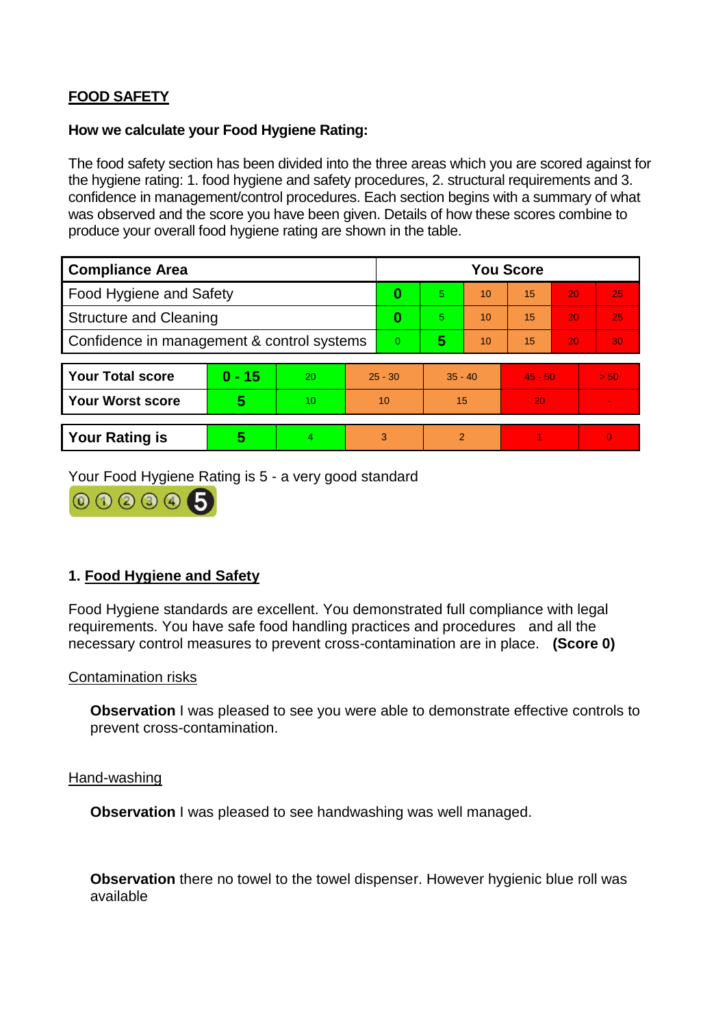**FOOD SAFETY**

**How we calculate your Food Hygiene Rating:**

The food safety section has been divided into the three areas which you are scored against for the hygiene rating: 1. food hygiene and safety procedures, 2. structural requirements and 3. confidence in management/control procedures. Each section begins with a summary of what was observed and the score you have been given. Details of how these scores combine to produce your overall food hygiene rating are shown in the table.

| Compliance Area | You Score | | | | | |
|---|---|---|---|---|---|---|
| Food Hygiene and Safety | **0** | 5 | 10 | 15 | 20 | 25 |
| Structure and Cleaning | **0** | 5 | 10 | 15 | 20 | 25 |
| Confidence in management & control systems | 0 | **5** | 10 | 15 | 20 | 30 |

| | | | | | | |
|---|---|---|---|---|---|---|
| **Your Total score** | **0 - 15** | 20 | 25 - 30 | 35 - 40 | 45 - 50 | > 50 |
| **Your Worst score** | **5** | 10 | 10 | 15 | 20 | - |

| | | | | | | |
|---|---|---|---|---|---|---|
| **Your Rating is** | **5** | 4 | 3 | 2 | 1 | 0 |

Your Food Hygiene Rating is 5 - a very good standard

## 1. Food Hygiene and Safety

Food Hygiene standards are excellent. You demonstrated full compliance with legal requirements. You have safe food handling practices and procedures and all the necessary control measures to prevent cross-contamination are in place. **(Score 0)**

Contamination risks

**Observation** I was pleased to see you were able to demonstrate effective controls to prevent cross-contamination.

Hand-washing

**Observation** I was pleased to see handwashing was well managed.

**Observation** there no towel to the towel dispenser. However hygienic blue roll was available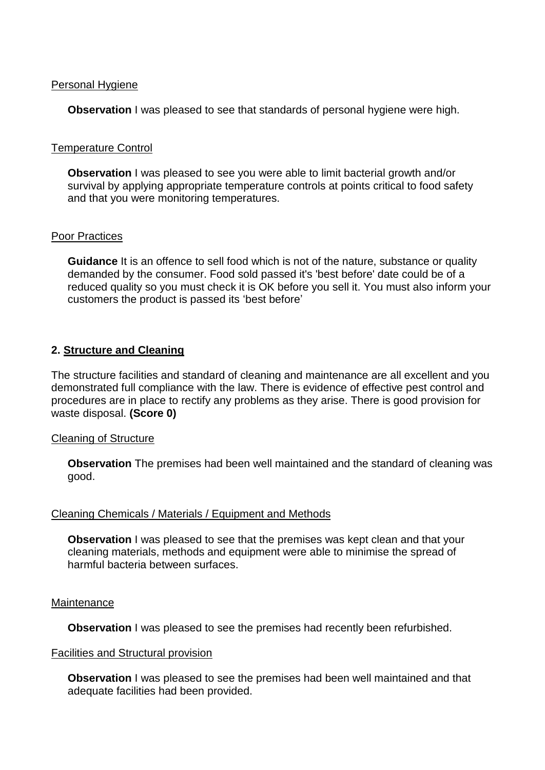Personal Hygiene

**Observation** I was pleased to see that standards of personal hygiene were high.

Temperature Control

**Observation** I was pleased to see you were able to limit bacterial growth and/or survival by applying appropriate temperature controls at points critical to food safety and that you were monitoring temperatures.

Poor Practices

**Guidance** It is an offence to sell food which is not of the nature, substance or quality demanded by the consumer. Food sold passed it's 'best before' date could be of a reduced quality so you must check it is OK before you sell it. You must also inform your customers the product is passed its 'best before'

## 2. Structure and Cleaning

The structure facilities and standard of cleaning and maintenance are all excellent and you demonstrated full compliance with the law. There is evidence of effective pest control and procedures are in place to rectify any problems as they arise. There is good provision for waste disposal. **(Score 0)**

Cleaning of Structure

**Observation** The premises had been well maintained and the standard of cleaning was good.

Cleaning Chemicals / Materials / Equipment and Methods

**Observation** I was pleased to see that the premises was kept clean and that your cleaning materials, methods and equipment were able to minimise the spread of harmful bacteria between surfaces.

Maintenance

**Observation** I was pleased to see the premises had recently been refurbished.

Facilities and Structural provision

**Observation** I was pleased to see the premises had been well maintained and that adequate facilities had been provided.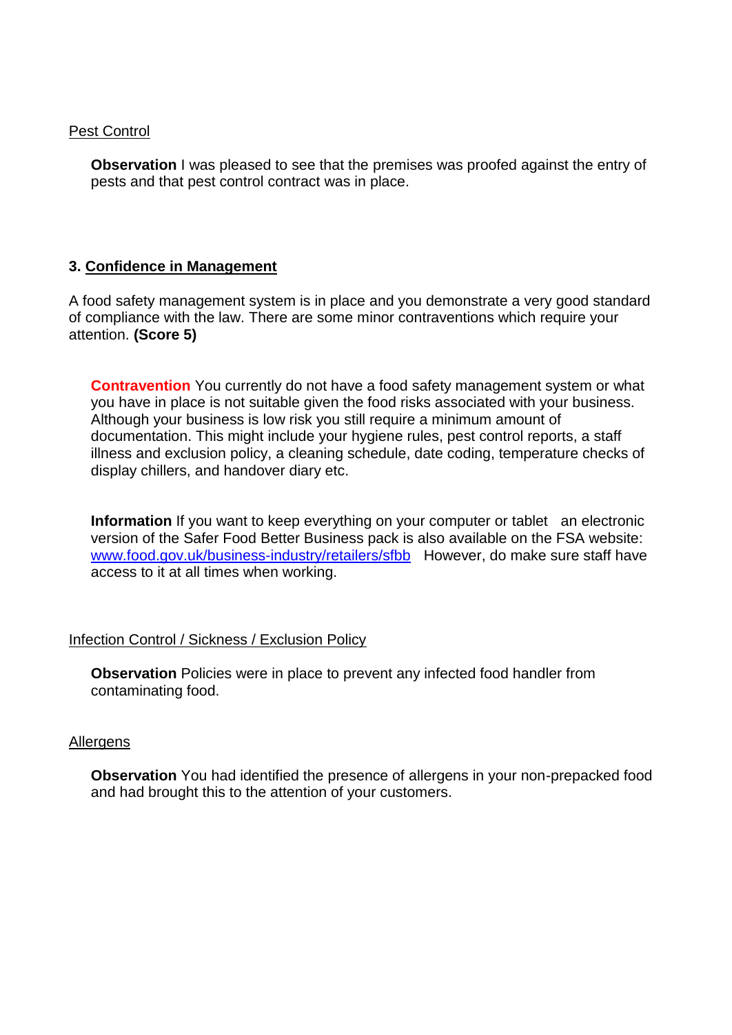Pest Control

**Observation** I was pleased to see that the premises was proofed against the entry of pests and that pest control contract was in place.

### 3. Confidence in Management

A food safety management system is in place and you demonstrate a very good standard of compliance with the law. There are some minor contraventions which require your attention. **(Score 5)**

**Contravention** You currently do not have a food safety management system or what you have in place is not suitable given the food risks associated with your business. Although your business is low risk you still require a minimum amount of documentation. This might include your hygiene rules, pest control reports, a staff illness and exclusion policy, a cleaning schedule, date coding, temperature checks of display chillers, and handover diary etc.

**Information** If you want to keep everything on your computer or tablet an electronic version of the Safer Food Better Business pack is also available on the FSA website: www.food.gov.uk/business-industry/retailers/sfbb However, do make sure staff have access to it at all times when working.

Infection Control / Sickness / Exclusion Policy

**Observation** Policies were in place to prevent any infected food handler from contaminating food.

Allergens

**Observation** You had identified the presence of allergens in your non-prepacked food and had brought this to the attention of your customers.